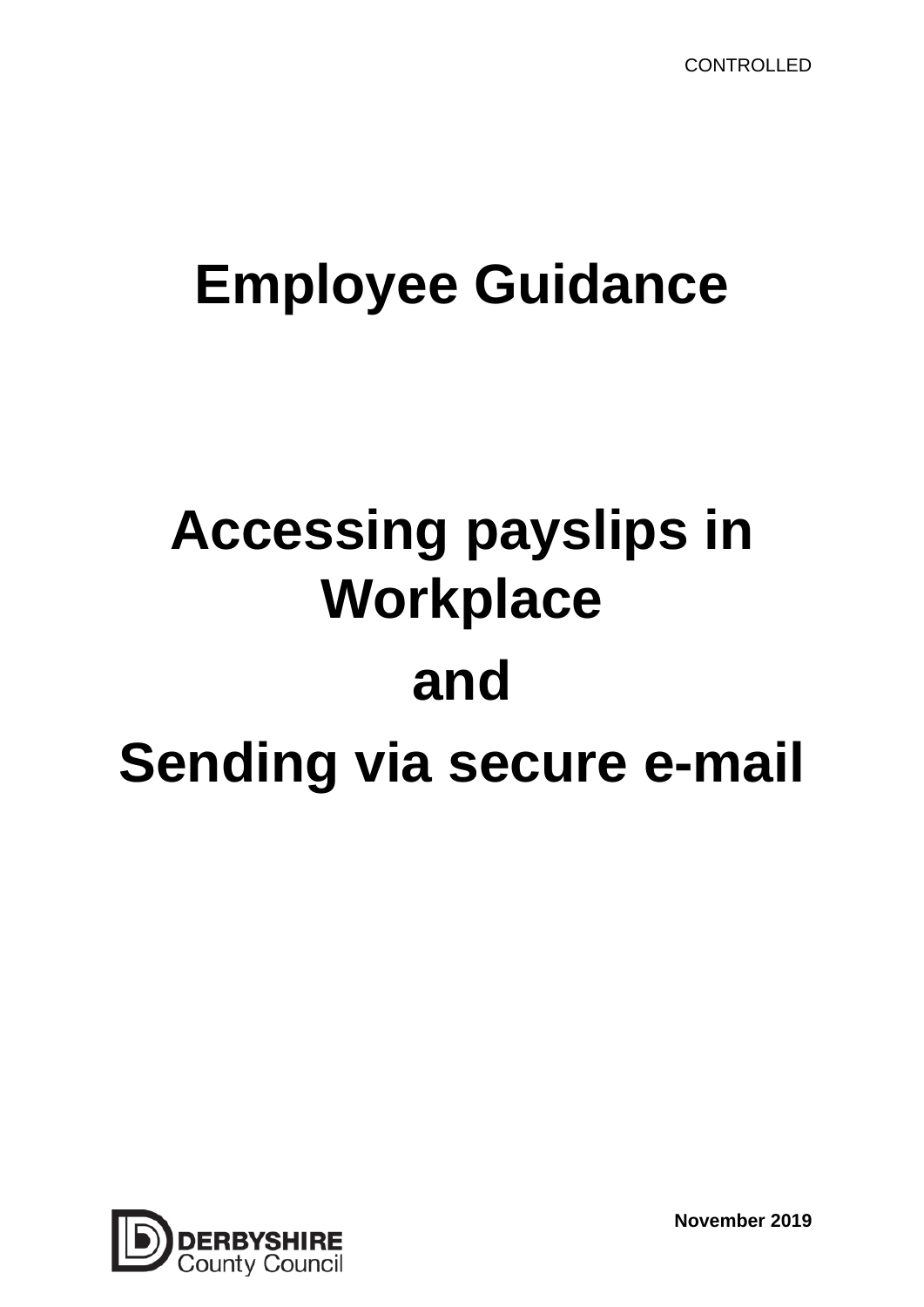CONTROLLED

# Employee Guidance

# Accessing payslips in Workplace

# and

# Sending via secure e-mail

DERBYSHIRE
County Council

**November 2019**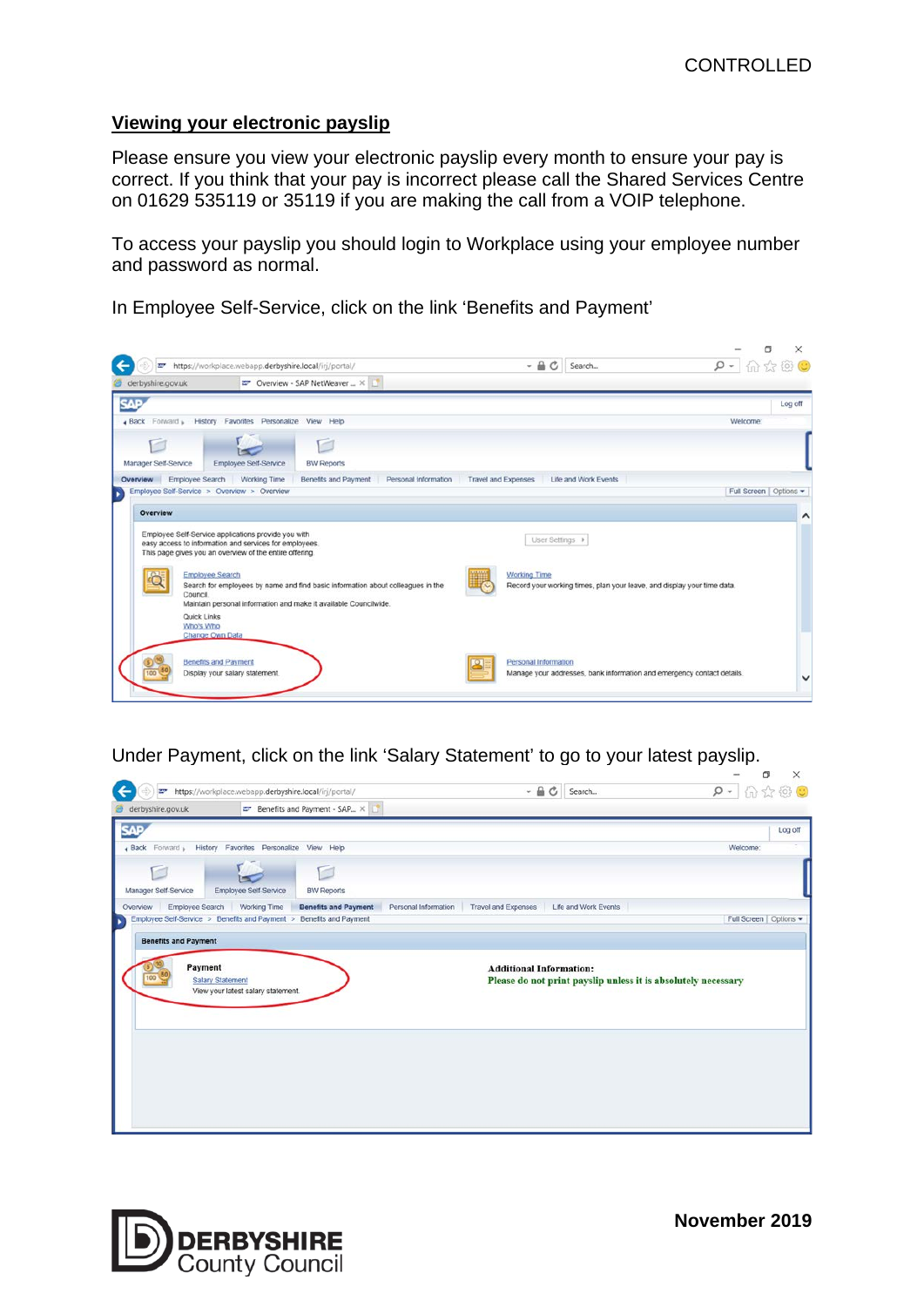## Viewing your electronic payslip

Please ensure you view your electronic payslip every month to ensure your pay is correct. If you think that your pay is incorrect please call the Shared Services Centre on 01629 535119 or 35119 if you are making the call from a VOIP telephone.

To access your payslip you should login to Workplace using your employee number and password as normal.

In Employee Self-Service, click on the link 'Benefits and Payment'

Under Payment, click on the link 'Salary Statement' to go to your latest payslip.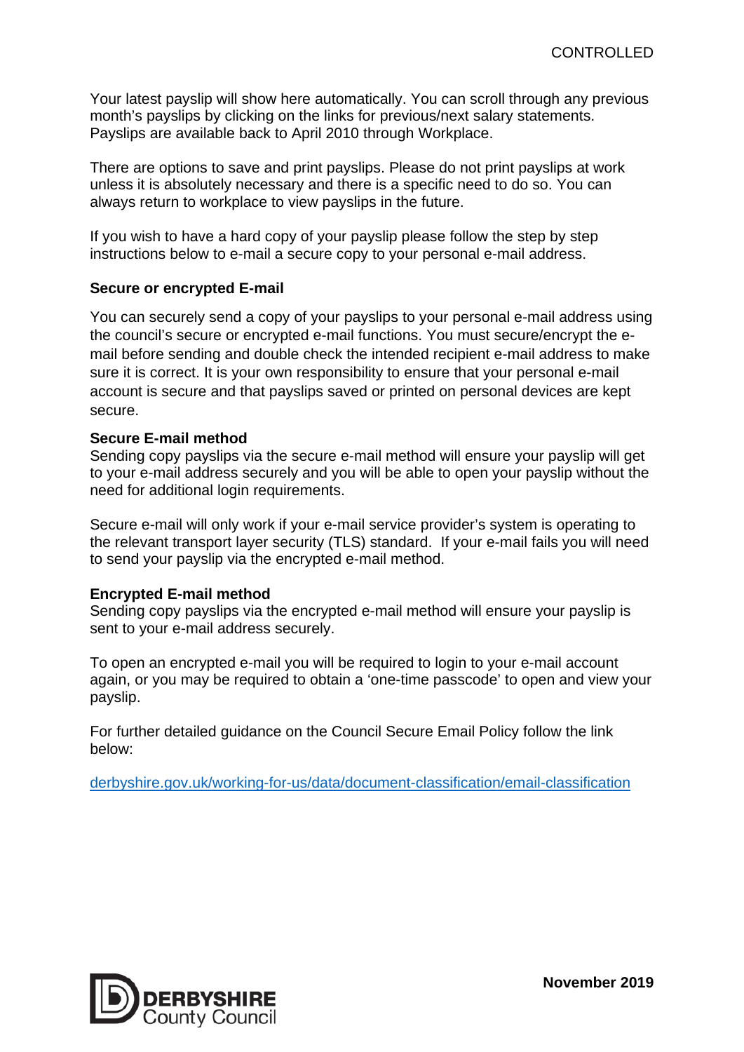Your latest payslip will show here automatically. You can scroll through any previous month's payslips by clicking on the links for previous/next salary statements. Payslips are available back to April 2010 through Workplace.

There are options to save and print payslips. Please do not print payslips at work unless it is absolutely necessary and there is a specific need to do so. You can always return to workplace to view payslips in the future.

If you wish to have a hard copy of your payslip please follow the step by step instructions below to e-mail a secure copy to your personal e-mail address.

**Secure or encrypted E-mail**

You can securely send a copy of your payslips to your personal e-mail address using the council's secure or encrypted e-mail functions. You must secure/encrypt the e-mail before sending and double check the intended recipient e-mail address to make sure it is correct. It is your own responsibility to ensure that your personal e-mail account is secure and that payslips saved or printed on personal devices are kept secure.

**Secure E-mail method**

Sending copy payslips via the secure e-mail method will ensure your payslip will get to your e-mail address securely and you will be able to open your payslip without the need for additional login requirements.

Secure e-mail will only work if your e-mail service provider's system is operating to the relevant transport layer security (TLS) standard. If your e-mail fails you will need to send your payslip via the encrypted e-mail method.

**Encrypted E-mail method**

Sending copy payslips via the encrypted e-mail method will ensure your payslip is sent to your e-mail address securely.

To open an encrypted e-mail you will be required to login to your e-mail account again, or you may be required to obtain a 'one-time passcode' to open and view your payslip.

For further detailed guidance on the Council Secure Email Policy follow the link below:

derbyshire.gov.uk/working-for-us/data/document-classification/email-classification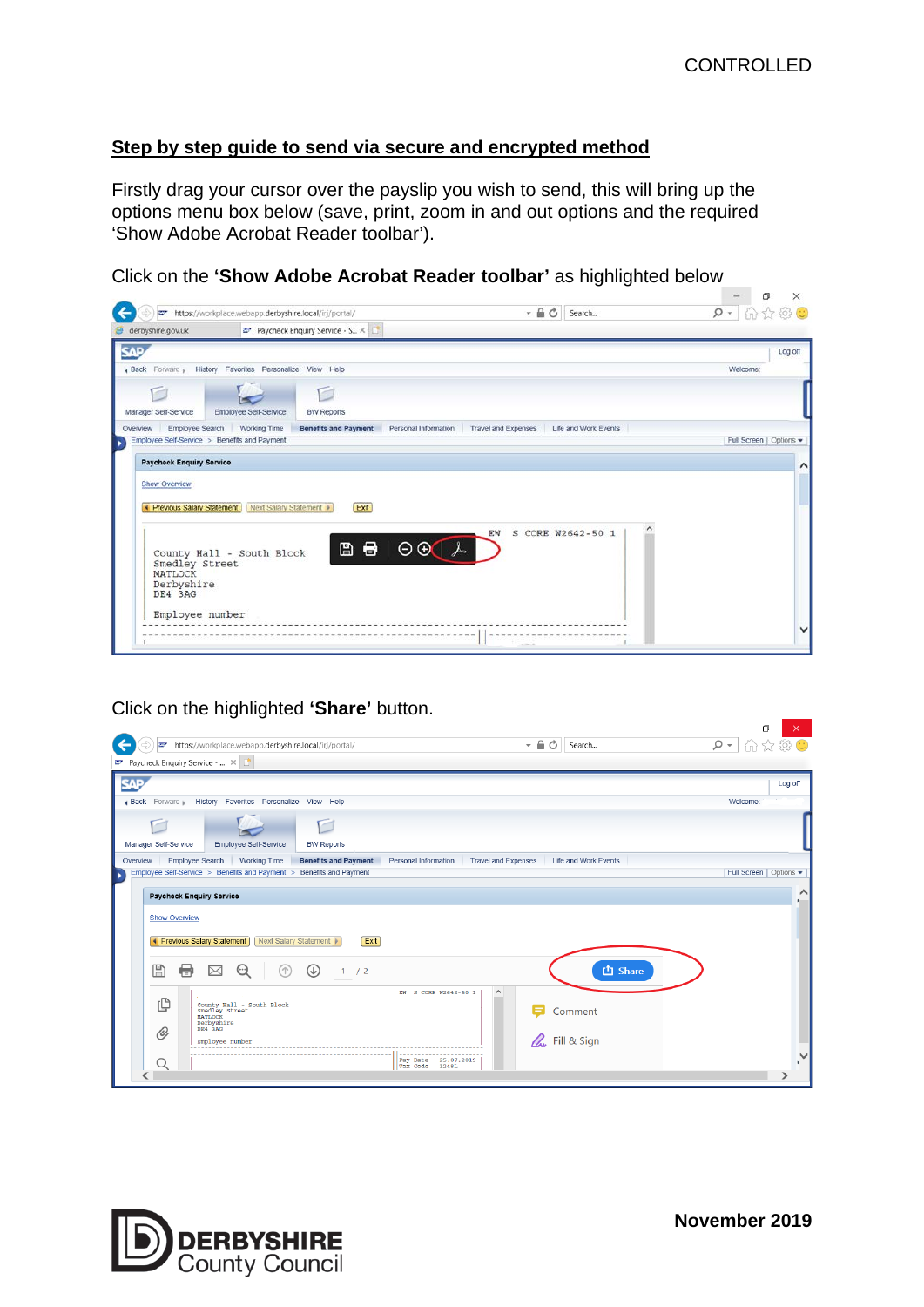## Step by step guide to send via secure and encrypted method

Firstly drag your cursor over the payslip you wish to send, this will bring up the options menu box below (save, print, zoom in and out options and the required 'Show Adobe Acrobat Reader toolbar').

Click on the **'Show Adobe Acrobat Reader toolbar'** as highlighted below

Click on the highlighted **'Share'** button.

November 2019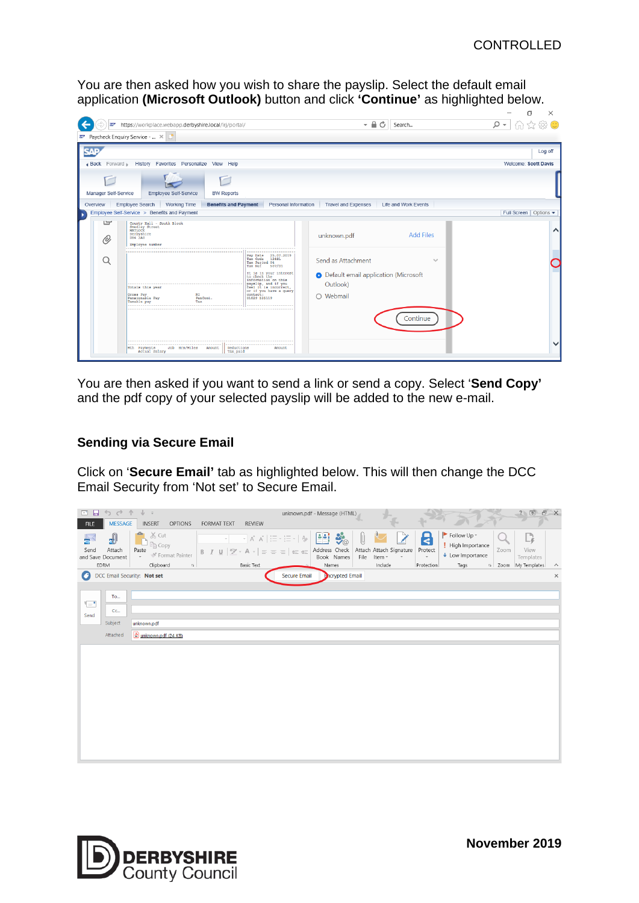You are then asked how you wish to share the payslip. Select the default email application **(Microsoft Outlook)** button and click **'Continue'** as highlighted below.

You are then asked if you want to send a link or send a copy. Select '**Send Copy'** and the pdf copy of your selected payslip will be added to the new e-mail.

### Sending via Secure Email

Click on '**Secure Email'** tab as highlighted below. This will then change the DCC Email Security from 'Not set' to Secure Email.

**November 2019**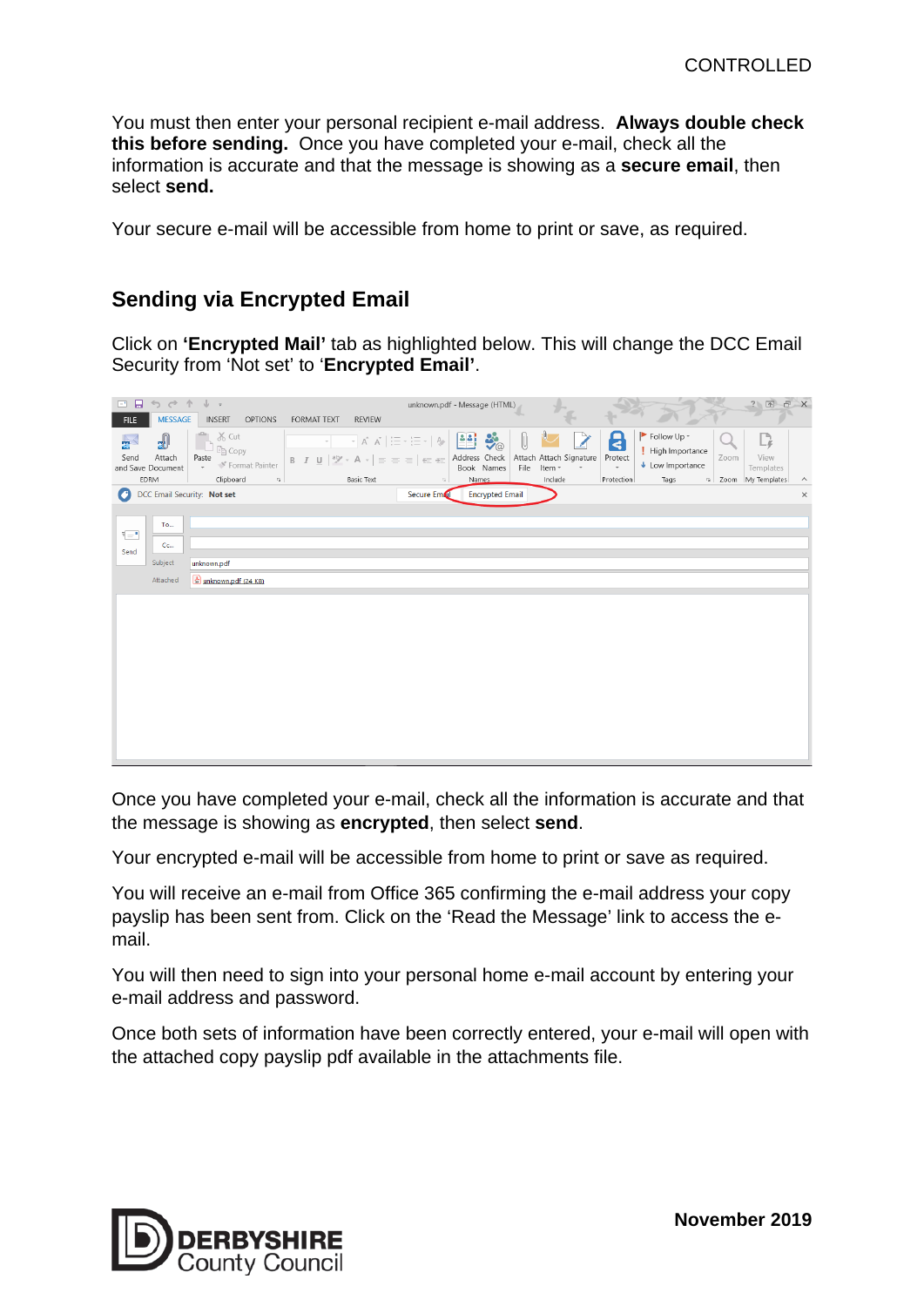You must then enter your personal recipient e-mail address. **Always double check this before sending.** Once you have completed your e-mail, check all the information is accurate and that the message is showing as a **secure email**, then select **send.**

Your secure e-mail will be accessible from home to print or save, as required.

## Sending via Encrypted Email

Click on **'Encrypted Mail'** tab as highlighted below. This will change the DCC Email Security from 'Not set' to '**Encrypted Email'**.

Once you have completed your e-mail, check all the information is accurate and that the message is showing as **encrypted**, then select **send**.

Your encrypted e-mail will be accessible from home to print or save as required.

You will receive an e-mail from Office 365 confirming the e-mail address your copy payslip has been sent from. Click on the 'Read the Message' link to access the e-mail.

You will then need to sign into your personal home e-mail account by entering your e-mail address and password.

Once both sets of information have been correctly entered, your e-mail will open with the attached copy payslip pdf available in the attachments file.

**November 2019**